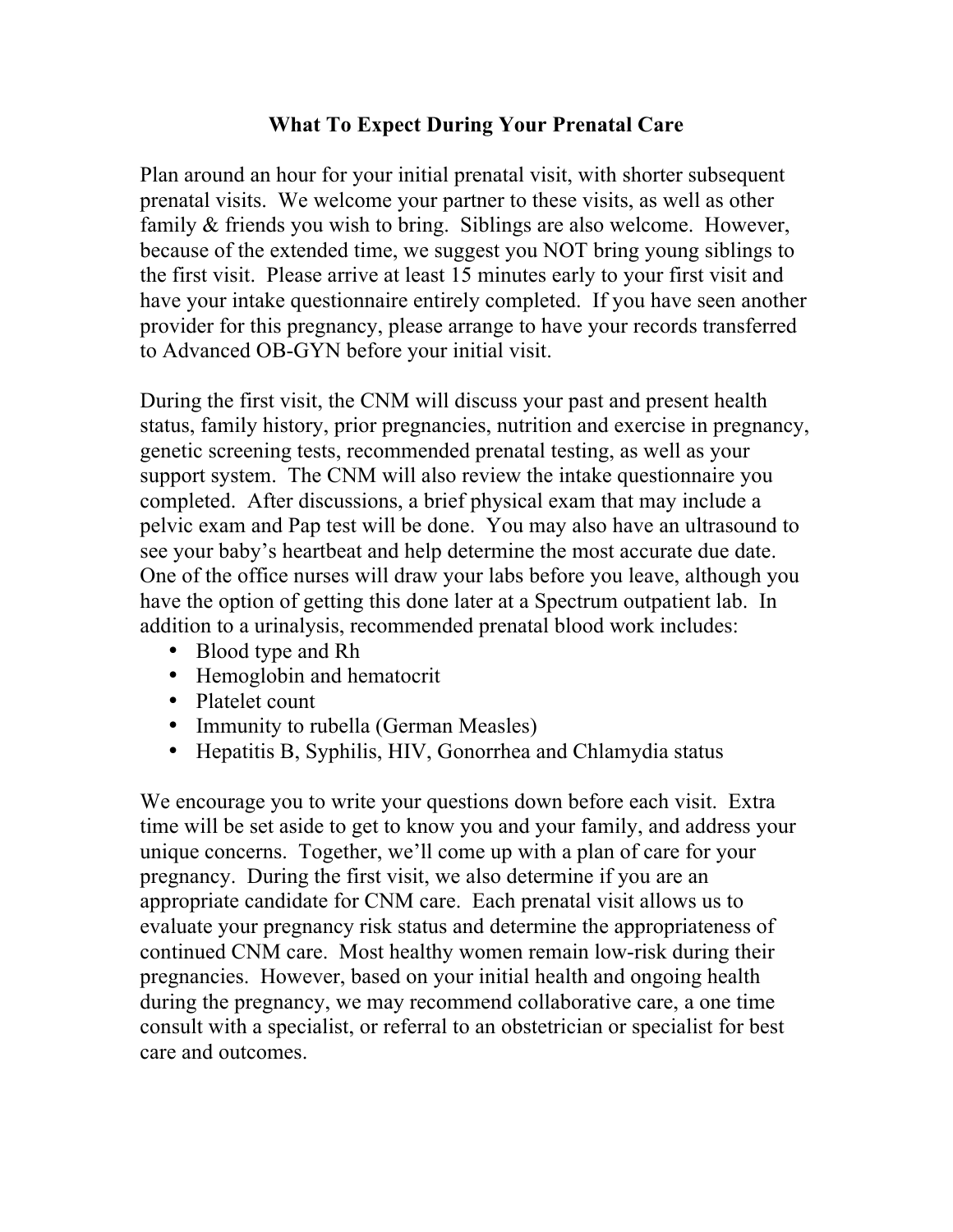# What To Expect During Your Prenatal Care

Plan around an hour for your initial prenatal visit, with shorter subsequent prenatal visits. We welcome your partner to these visits, as well as other family & friends you wish to bring. Siblings are also welcome. However, because of the extended time, we suggest you NOT bring young siblings to the first visit. Please arrive at least 15 minutes early to your first visit and have your intake questionnaire entirely completed. If you have seen another provider for this pregnancy, please arrange to have your records transferred to Advanced OB-GYN before your initial visit.

During the first visit, the CNM will discuss your past and present health status, family history, prior pregnancies, nutrition and exercise in pregnancy, genetic screening tests, recommended prenatal testing, as well as your support system. The CNM will also review the intake questionnaire you completed. After discussions, a brief physical exam that may include a pelvic exam and Pap test will be done. You may also have an ultrasound to see your baby's heartbeat and help determine the most accurate due date. One of the office nurses will draw your labs before you leave, although you have the option of getting this done later at a Spectrum outpatient lab. In addition to a urinalysis, recommended prenatal blood work includes:

- Blood type and Rh
- Hemoglobin and hematocrit
- Platelet count
- Immunity to rubella (German Measles)
- Hepatitis B, Syphilis, HIV, Gonorrhea and Chlamydia status

We encourage you to write your questions down before each visit. Extra time will be set aside to get to know you and your family, and address your unique concerns. Together, we'll come up with a plan of care for your pregnancy. During the first visit, we also determine if you are an appropriate candidate for CNM care. Each prenatal visit allows us to evaluate your pregnancy risk status and determine the appropriateness of continued CNM care. Most healthy women remain low-risk during their pregnancies. However, based on your initial health and ongoing health during the pregnancy, we may recommend collaborative care, a one time consult with a specialist, or referral to an obstetrician or specialist for best care and outcomes.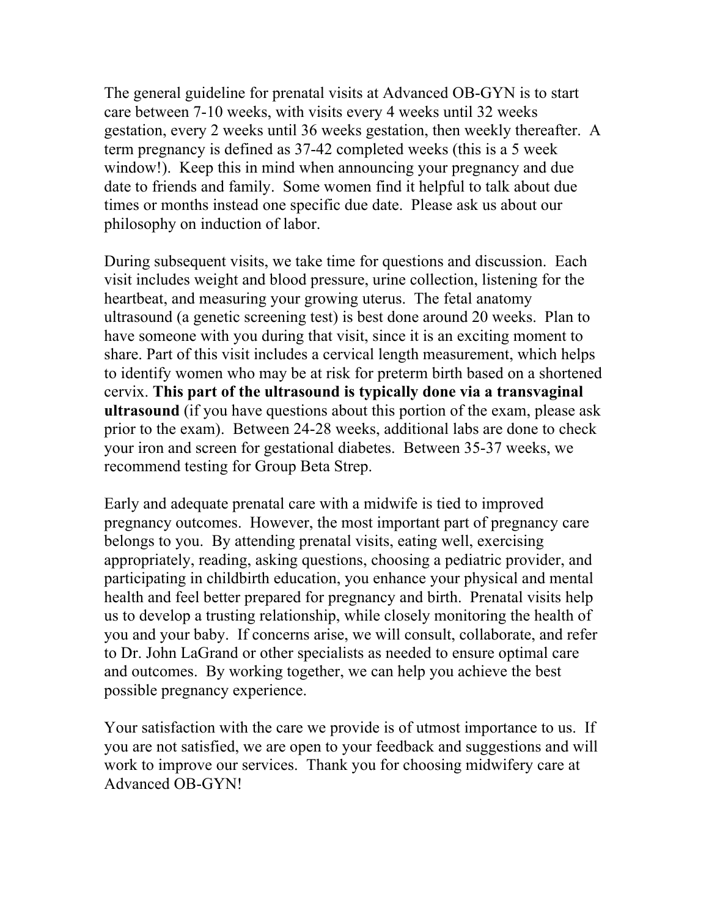The general guideline for prenatal visits at Advanced OB-GYN is to start care between 7-10 weeks, with visits every 4 weeks until 32 weeks gestation, every 2 weeks until 36 weeks gestation, then weekly thereafter. A term pregnancy is defined as 37-42 completed weeks (this is a 5 week window!). Keep this in mind when announcing your pregnancy and due date to friends and family. Some women find it helpful to talk about due times or months instead one specific due date. Please ask us about our philosophy on induction of labor.

During subsequent visits, we take time for questions and discussion. Each visit includes weight and blood pressure, urine collection, listening for the heartbeat, and measuring your growing uterus. The fetal anatomy ultrasound (a genetic screening test) is best done around 20 weeks. Plan to have someone with you during that visit, since it is an exciting moment to share. Part of this visit includes a cervical length measurement, which helps to identify women who may be at risk for preterm birth based on a shortened cervix. **This part of the ultrasound is typically done via a transvaginal ultrasound** (if you have questions about this portion of the exam, please ask prior to the exam). Between 24-28 weeks, additional labs are done to check your iron and screen for gestational diabetes. Between 35-37 weeks, we recommend testing for Group Beta Strep.

Early and adequate prenatal care with a midwife is tied to improved pregnancy outcomes. However, the most important part of pregnancy care belongs to you. By attending prenatal visits, eating well, exercising appropriately, reading, asking questions, choosing a pediatric provider, and participating in childbirth education, you enhance your physical and mental health and feel better prepared for pregnancy and birth. Prenatal visits help us to develop a trusting relationship, while closely monitoring the health of you and your baby. If concerns arise, we will consult, collaborate, and refer to Dr. John LaGrand or other specialists as needed to ensure optimal care and outcomes. By working together, we can help you achieve the best possible pregnancy experience.

Your satisfaction with the care we provide is of utmost importance to us. If you are not satisfied, we are open to your feedback and suggestions and will work to improve our services. Thank you for choosing midwifery care at Advanced OB-GYN!